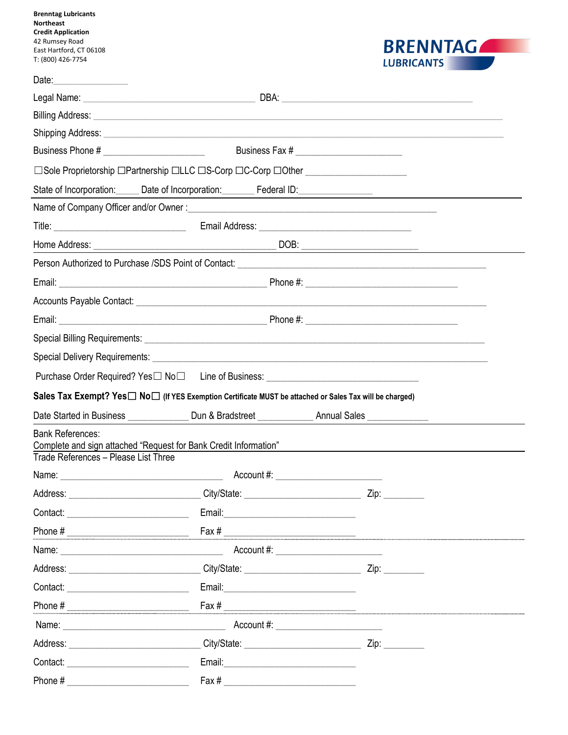**Brenntag Lubricants**
**Northeast**
**Credit Application**
42 Rumsey Road
East Hartford, CT 06108
T: (800) 426-7754

BRENNTAG LUBRICANTS

Date:_______________

Legal Name: ________________________________ DBA: ____________________________________

Billing Address: ______________________________________________________________________________

Shipping Address: _____________________________________________________________________________

Business Phone # ___________________ Business Fax # ____________________

☐Sole Proprietorship ☐Partnership ☐LLC ☐S-Corp ☐C-Corp ☐Other ___________________

State of Incorporation:_____ Date of Incorporation:_______ Federal ID:_______________

---

Name of Company Officer and/or Owner :_______________________________________________

Title: _________________________ Email Address: ___________________________

Home Address: __________________________________ DOB: ______________________

---

Person Authorized to Purchase /SDS Point of Contact: ______________________________________________

Email: _______________________________________ Phone #: _____________________________

Accounts Payable Contact: _______________________________________________________________

Email: _______________________________________ Phone #: _____________________________

Special Billing Requirements: _______________________________________________________________

Special Delivery Requirements: _____________________________________________________________

Purchase Order Required? Yes☐ No☐ Line of Business: _____________________________

**Sales Tax Exempt? Yes☐ No☐ (If YES Exemption Certificate MUST be attached or Sales Tax will be charged)**

Date Started in Business ____________ Dun & Bradstreet ___________ Annual Sales ____________

---

Bank References:
Complete and sign attached "Request for Bank Credit Information"

---

Trade References – Please List Three

Name: ______________________________ Account #: ____________________

Address: _________________________ City/State: ______________________ Zip: ________

Contact: ______________________ Email:_________________________

Phone # ______________________ Fax # _________________________

---

Name: ______________________________ Account #: ____________________

Address: _________________________ City/State: ______________________ Zip: ________

Contact: ______________________ Email:_________________________

Phone # ______________________ Fax # _________________________

---

Name: ______________________________ Account #: ____________________

Address: _________________________ City/State: ______________________ Zip: ________

Contact: ______________________ Email:_________________________

Phone # ______________________ Fax # _________________________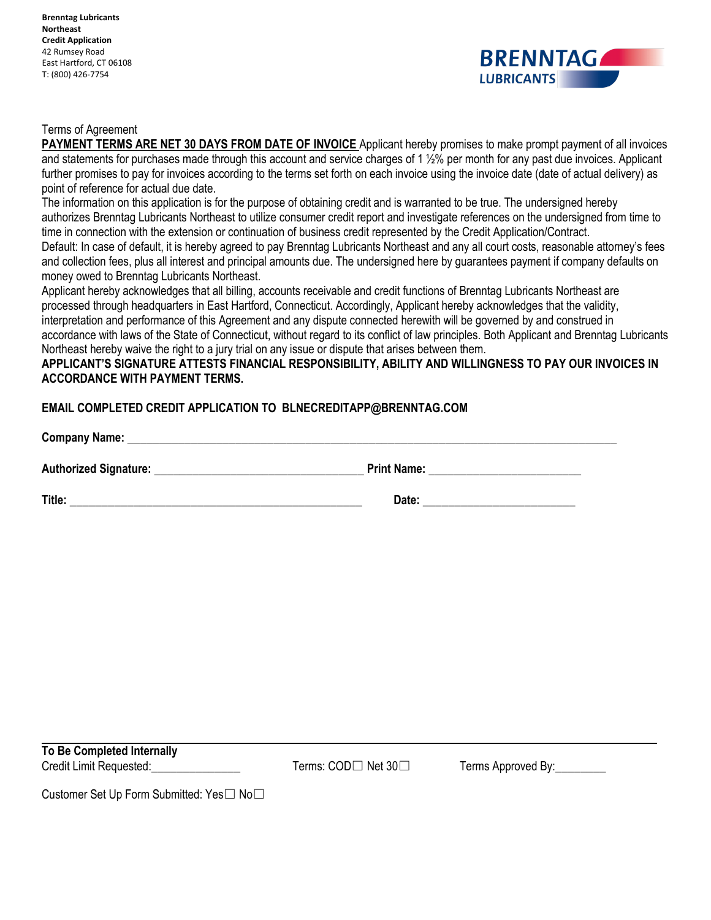**Brenntag Lubricants**
**Northeast**
**Credit Application**
42 Rumsey Road
East Hartford, CT 06108
T: (800) 426-7754

BRENNTAG LUBRICANTS

Terms of Agreement

**PAYMENT TERMS ARE NET 30 DAYS FROM DATE OF INVOICE** Applicant hereby promises to make prompt payment of all invoices and statements for purchases made through this account and service charges of 1 ½% per month for any past due invoices. Applicant further promises to pay for invoices according to the terms set forth on each invoice using the invoice date (date of actual delivery) as point of reference for actual due date.

The information on this application is for the purpose of obtaining credit and is warranted to be true. The undersigned hereby authorizes Brenntag Lubricants Northeast to utilize consumer credit report and investigate references on the undersigned from time to time in connection with the extension or continuation of business credit represented by the Credit Application/Contract.

Default: In case of default, it is hereby agreed to pay Brenntag Lubricants Northeast and any all court costs, reasonable attorney's fees and collection fees, plus all interest and principal amounts due. The undersigned here by guarantees payment if company defaults on money owed to Brenntag Lubricants Northeast.

Applicant hereby acknowledges that all billing, accounts receivable and credit functions of Brenntag Lubricants Northeast are processed through headquarters in East Hartford, Connecticut. Accordingly, Applicant hereby acknowledges that the validity, interpretation and performance of this Agreement and any dispute connected herewith will be governed by and construed in accordance with laws of the State of Connecticut, without regard to its conflict of law principles. Both Applicant and Brenntag Lubricants Northeast hereby waive the right to a jury trial on any issue or dispute that arises between them.

**APPLICANT'S SIGNATURE ATTESTS FINANCIAL RESPONSIBILITY, ABILITY AND WILLINGNESS TO PAY OUR INVOICES IN ACCORDANCE WITH PAYMENT TERMS.**

**EMAIL COMPLETED CREDIT APPLICATION TO BLNECREDITAPP@BRENNTAG.COM**

**Company Name:** ______________________________________________

**Authorized Signature:** ______________________ **Print Name:** ______________________

**Title:** ______________________________ **Date:** ______________________

**To Be Completed Internally**

Credit Limit Requested:______________ Terms: COD☐ Net 30☐ Terms Approved By:________

Customer Set Up Form Submitted: Yes☐ No☐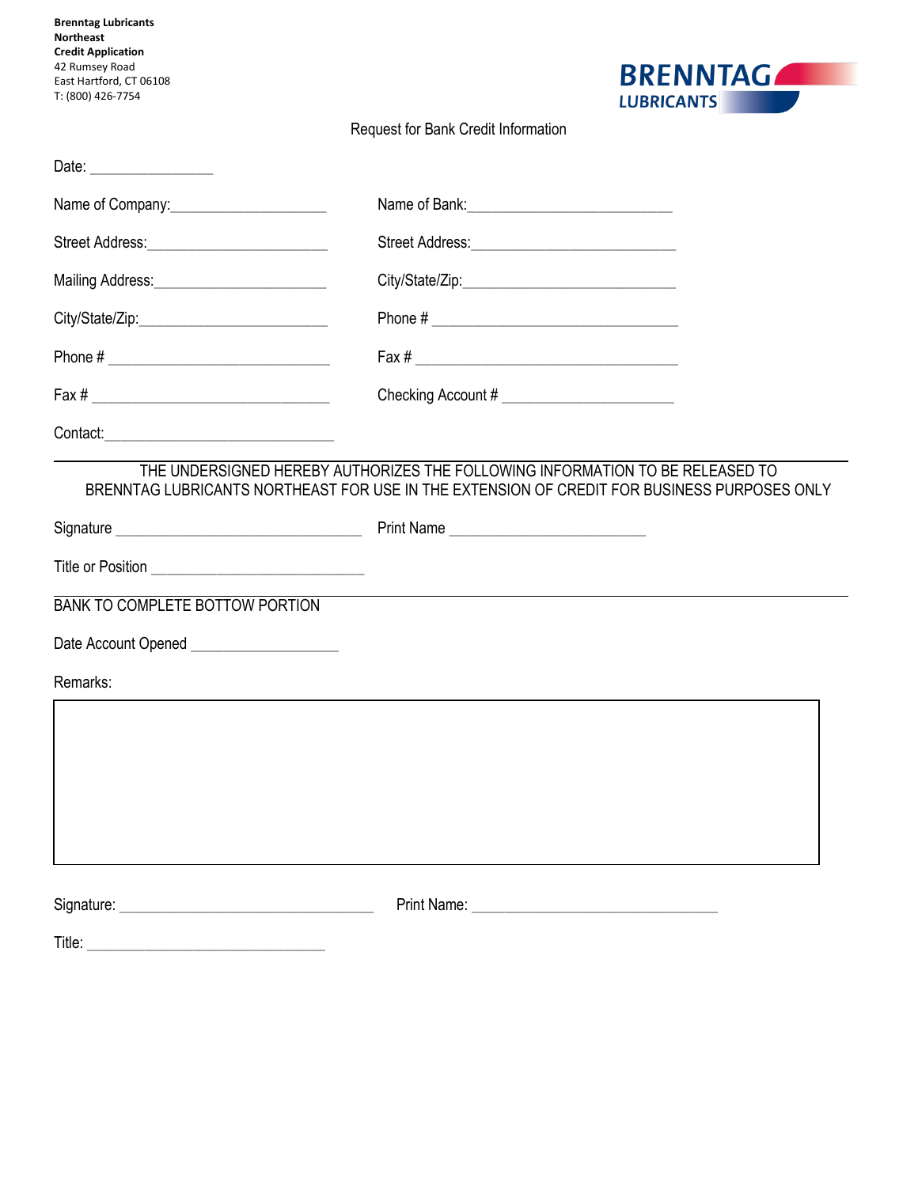**Brenntag Lubricants**
**Northeast**
**Credit Application**
42 Rumsey Road
East Hartford, CT 06108
T: (800) 426-7754

BRENNTAG LUBRICANTS

Request for Bank Credit Information

Date: ________________

Name of Company: ____________________

Street Address: ________________________

Mailing Address: ______________________

City/State/Zip: ________________________

Phone # ____________________________

Fax # _______________________________

Contact: ______________________________

Name of Bank: ___________________________

Street Address: ___________________________

City/State/Zip: ___________________________

Phone # ________________________________

Fax # __________________________________

Checking Account # ______________________

THE UNDERSIGNED HEREBY AUTHORIZES THE FOLLOWING INFORMATION TO BE RELEASED TO BRENNTAG LUBRICANTS NORTHEAST FOR USE IN THE EXTENSION OF CREDIT FOR BUSINESS PURPOSES ONLY

Signature ________________________________ Print Name __________________________

Title or Position ___________________________

BANK TO COMPLETE BOTTOW PORTION

Date Account Opened ___________________

Remarks:

Signature: _________________________________ Print Name: ________________________________

Title: _______________________________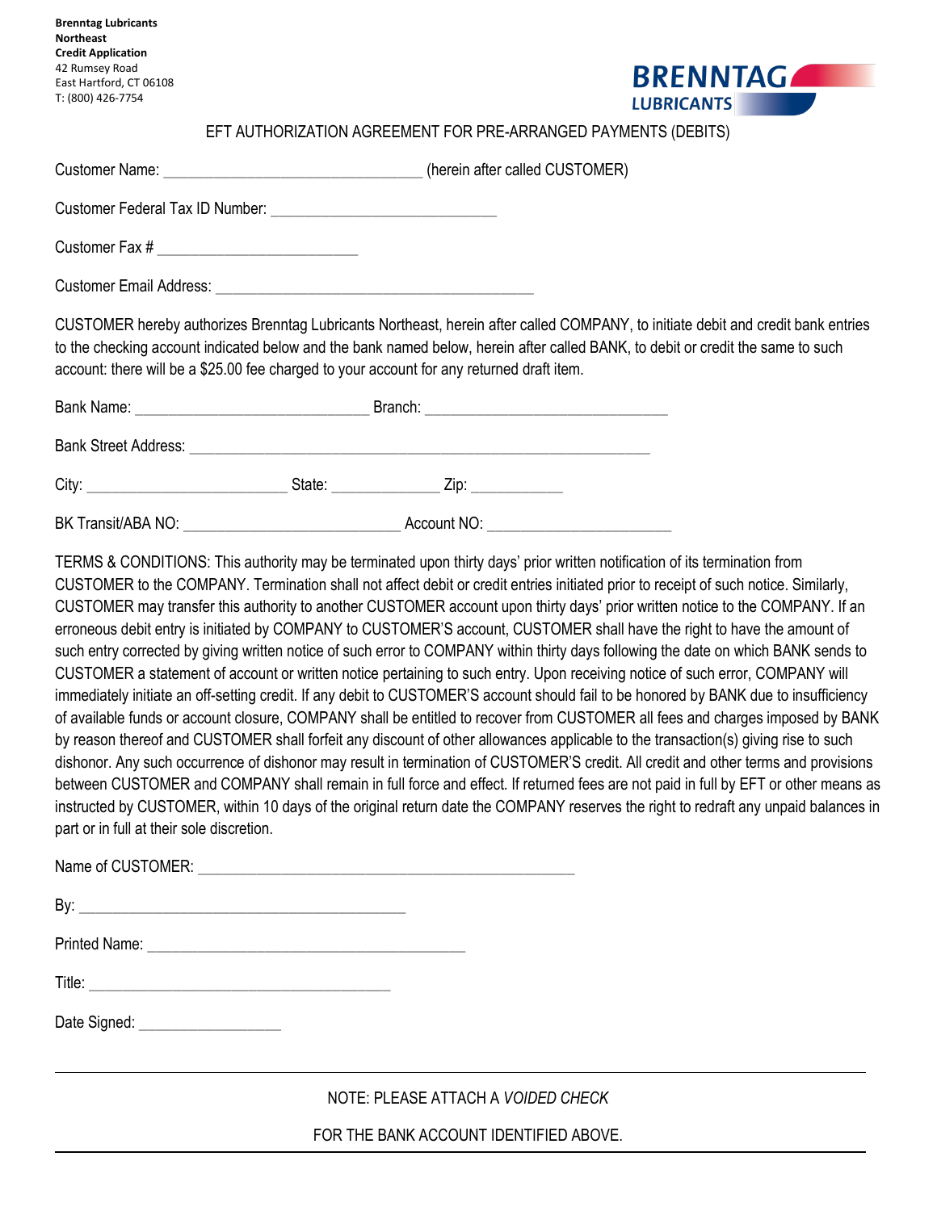**Brenntag Lubricants Northeast**
**Credit Application**
42 Rumsey Road
East Hartford, CT 06108
T: (800) 426-7754

BRENNTAG LUBRICANTS

EFT AUTHORIZATION AGREEMENT FOR PRE-ARRANGED PAYMENTS (DEBITS)

Customer Name: ________________________________ (herein after called CUSTOMER)

Customer Federal Tax ID Number: ____________________________

Customer Fax # _________________________

Customer Email Address: ________________________________________

CUSTOMER hereby authorizes Brenntag Lubricants Northeast, herein after called COMPANY, to initiate debit and credit bank entries to the checking account indicated below and the bank named below, herein after called BANK, to debit or credit the same to such account: there will be a $25.00 fee charged to your account for any returned draft item.

Bank Name: _____________________________ Branch: ______________________________

Bank Street Address: __________________________________________________________

City: _________________________ State: _____________ Zip: ___________

BK Transit/ABA NO: ___________________________ Account NO: _______________________

TERMS & CONDITIONS: This authority may be terminated upon thirty days' prior written notification of its termination from CUSTOMER to the COMPANY. Termination shall not affect debit or credit entries initiated prior to receipt of such notice. Similarly, CUSTOMER may transfer this authority to another CUSTOMER account upon thirty days' prior written notice to the COMPANY. If an erroneous debit entry is initiated by COMPANY to CUSTOMER'S account, CUSTOMER shall have the right to have the amount of such entry corrected by giving written notice of such error to COMPANY within thirty days following the date on which BANK sends to CUSTOMER a statement of account or written notice pertaining to such entry. Upon receiving notice of such error, COMPANY will immediately initiate an off-setting credit. If any debit to CUSTOMER'S account should fail to be honored by BANK due to insufficiency of available funds or account closure, COMPANY shall be entitled to recover from CUSTOMER all fees and charges imposed by BANK by reason thereof and CUSTOMER shall forfeit any discount of other allowances applicable to the transaction(s) giving rise to such dishonor. Any such occurrence of dishonor may result in termination of CUSTOMER'S credit. All credit and other terms and provisions between CUSTOMER and COMPANY shall remain in full force and effect. If returned fees are not paid in full by EFT or other means as instructed by CUSTOMER, within 10 days of the original return date the COMPANY reserves the right to redraft any unpaid balances in part or in full at their sole discretion.

Name of CUSTOMER: _______________________________________________

By: ________________________________________

Printed Name: ________________________________________

Title: ______________________________________

Date Signed: __________________

NOTE: PLEASE ATTACH A *VOIDED CHECK*

FOR THE BANK ACCOUNT IDENTIFIED ABOVE.